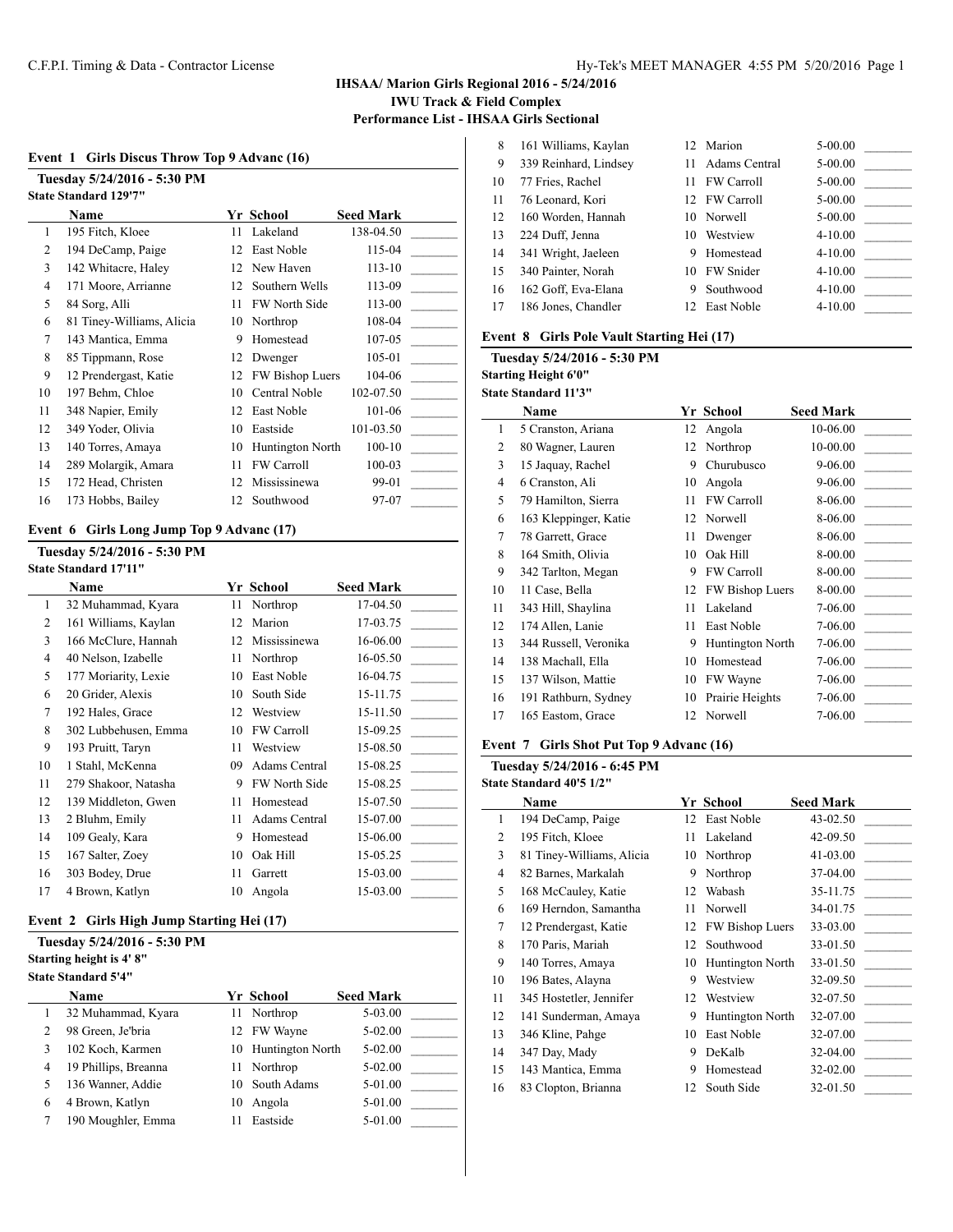## IHSAA/ Marion Girls Regional 2016 - 5/24/2016

**IWU Track & Field Complex**

**Performance List - IHSAA Girls Sectional**

### Event 1 Girls Discus Throw Top 9 Advanc (16)

**Tuesday 5/24/2016 - 5:30 PM**

**State Standard 129'7"**

| | Name | Yr | School | Seed Mark | |
|---|---|---|---|---|---|
| 1 | 195 Fitch, Kloee | 11 | Lakeland | 138-04.50 | _______ |
| 2 | 194 DeCamp, Paige | 12 | East Noble | 115-04 | _______ |
| 3 | 142 Whitacre, Haley | 12 | New Haven | 113-10 | _______ |
| 4 | 171 Moore, Arrianne | 12 | Southern Wells | 113-09 | _______ |
| 5 | 84 Sorg, Alli | 11 | FW North Side | 113-00 | _______ |
| 6 | 81 Tiney-Williams, Alicia | 10 | Northrop | 108-04 | _______ |
| 7 | 143 Mantica, Emma | 9 | Homestead | 107-05 | _______ |
| 8 | 85 Tippmann, Rose | 12 | Dwenger | 105-01 | _______ |
| 9 | 12 Prendergast, Katie | 12 | FW Bishop Luers | 104-06 | _______ |
| 10 | 197 Behm, Chloe | 10 | Central Noble | 102-07.50 | _______ |
| 11 | 348 Napier, Emily | 12 | East Noble | 101-06 | _______ |
| 12 | 349 Yoder, Olivia | 10 | Eastside | 101-03.50 | _______ |
| 13 | 140 Torres, Amaya | 10 | Huntington North | 100-10 | _______ |
| 14 | 289 Molargik, Amara | 11 | FW Carroll | 100-03 | _______ |
| 15 | 172 Head, Christen | 12 | Mississinewa | 99-01 | _______ |
| 16 | 173 Hobbs, Bailey | 12 | Southwood | 97-07 | _______ |

### Event 6 Girls Long Jump Top 9 Advanc (17)

**Tuesday 5/24/2016 - 5:30 PM**

**State Standard 17'11"**

| | Name | Yr | School | Seed Mark | |
|---|---|---|---|---|---|
| 1 | 32 Muhammad, Kyara | 11 | Northrop | 17-04.50 | _______ |
| 2 | 161 Williams, Kaylan | 12 | Marion | 17-03.75 | _______ |
| 3 | 166 McClure, Hannah | 12 | Mississinewa | 16-06.00 | _______ |
| 4 | 40 Nelson, Izabelle | 11 | Northrop | 16-05.50 | _______ |
| 5 | 177 Moriarity, Lexie | 10 | East Noble | 16-04.75 | _______ |
| 6 | 20 Grider, Alexis | 10 | South Side | 15-11.75 | _______ |
| 7 | 192 Hales, Grace | 12 | Westview | 15-11.50 | _______ |
| 8 | 302 Lubbehusen, Emma | 10 | FW Carroll | 15-09.25 | _______ |
| 9 | 193 Pruitt, Taryn | 11 | Westview | 15-08.50 | _______ |
| 10 | 1 Stahl, McKenna | 09 | Adams Central | 15-08.25 | _______ |
| 11 | 279 Shakoor, Natasha | 9 | FW North Side | 15-08.25 | _______ |
| 12 | 139 Middleton, Gwen | 11 | Homestead | 15-07.50 | _______ |
| 13 | 2 Bluhm, Emily | 11 | Adams Central | 15-07.00 | _______ |
| 14 | 109 Gealy, Kara | 9 | Homestead | 15-06.00 | _______ |
| 15 | 167 Salter, Zoey | 10 | Oak Hill | 15-05.25 | _______ |
| 16 | 303 Bodey, Drue | 11 | Garrett | 15-03.00 | _______ |
| 17 | 4 Brown, Katlyn | 10 | Angola | 15-03.00 | _______ |

### Event 2 Girls High Jump Starting Hei (17)

**Tuesday 5/24/2016 - 5:30 PM**

**Starting height is 4' 8"**

**State Standard 5'4"**

| | Name | Yr | School | Seed Mark | |
|---|---|---|---|---|---|
| 1 | 32 Muhammad, Kyara | 11 | Northrop | 5-03.00 | _______ |
| 2 | 98 Green, Je'bria | 12 | FW Wayne | 5-02.00 | _______ |
| 3 | 102 Koch, Karmen | 10 | Huntington North | 5-02.00 | _______ |
| 4 | 19 Phillips, Breanna | 11 | Northrop | 5-02.00 | _______ |
| 5 | 136 Wanner, Addie | 10 | South Adams | 5-01.00 | _______ |
| 6 | 4 Brown, Katlyn | 10 | Angola | 5-01.00 | _______ |
| 7 | 190 Moughler, Emma | 11 | Eastside | 5-01.00 | _______ |
| 8 | 161 Williams, Kaylan | 12 | Marion | 5-00.00 | _______ |
| 9 | 339 Reinhard, Lindsey | 11 | Adams Central | 5-00.00 | _______ |
| 10 | 77 Fries, Rachel | 11 | FW Carroll | 5-00.00 | _______ |
| 11 | 76 Leonard, Kori | 12 | FW Carroll | 5-00.00 | _______ |
| 12 | 160 Worden, Hannah | 10 | Norwell | 5-00.00 | _______ |
| 13 | 224 Duff, Jenna | 10 | Westview | 4-10.00 | _______ |
| 14 | 341 Wright, Jaeleen | 9 | Homestead | 4-10.00 | _______ |
| 15 | 340 Painter, Norah | 10 | FW Snider | 4-10.00 | _______ |
| 16 | 162 Goff, Eva-Elana | 9 | Southwood | 4-10.00 | _______ |
| 17 | 186 Jones, Chandler | 12 | East Noble | 4-10.00 | _______ |

### Event 8 Girls Pole Vault Starting Hei (17)

**Tuesday 5/24/2016 - 5:30 PM**

**Starting Height 6'0"**

**State Standard 11'3"**

| | Name | Yr | School | Seed Mark | |
|---|---|---|---|---|---|
| 1 | 5 Cranston, Ariana | 12 | Angola | 10-06.00 | _______ |
| 2 | 80 Wagner, Lauren | 12 | Northrop | 10-00.00 | _______ |
| 3 | 15 Jaquay, Rachel | 9 | Churubusco | 9-06.00 | _______ |
| 4 | 6 Cranston, Ali | 10 | Angola | 9-06.00 | _______ |
| 5 | 79 Hamilton, Sierra | 11 | FW Carroll | 8-06.00 | _______ |
| 6 | 163 Kleppinger, Katie | 12 | Norwell | 8-06.00 | _______ |
| 7 | 78 Garrett, Grace | 11 | Dwenger | 8-06.00 | _______ |
| 8 | 164 Smith, Olivia | 10 | Oak Hill | 8-00.00 | _______ |
| 9 | 342 Tarlton, Megan | 9 | FW Carroll | 8-00.00 | _______ |
| 10 | 11 Case, Bella | 12 | FW Bishop Luers | 8-00.00 | _______ |
| 11 | 343 Hill, Shaylina | 11 | Lakeland | 7-06.00 | _______ |
| 12 | 174 Allen, Lanie | 11 | East Noble | 7-06.00 | _______ |
| 13 | 344 Russell, Veronika | 9 | Huntington North | 7-06.00 | _______ |
| 14 | 138 Machall, Ella | 10 | Homestead | 7-06.00 | _______ |
| 15 | 137 Wilson, Mattie | 10 | FW Wayne | 7-06.00 | _______ |
| 16 | 191 Rathburn, Sydney | 10 | Prairie Heights | 7-06.00 | _______ |
| 17 | 165 Eastom, Grace | 12 | Norwell | 7-06.00 | _______ |

### Event 7 Girls Shot Put Top 9 Advanc (16)

**Tuesday 5/24/2016 - 6:45 PM**

**State Standard 40'5 1/2"**

| | Name | Yr | School | Seed Mark | |
|---|---|---|---|---|---|
| 1 | 194 DeCamp, Paige | 12 | East Noble | 43-02.50 | _______ |
| 2 | 195 Fitch, Kloee | 11 | Lakeland | 42-09.50 | _______ |
| 3 | 81 Tiney-Williams, Alicia | 10 | Northrop | 41-03.00 | _______ |
| 4 | 82 Barnes, Markalah | 9 | Northrop | 37-04.00 | _______ |
| 5 | 168 McCauley, Katie | 12 | Wabash | 35-11.75 | _______ |
| 6 | 169 Herndon, Samantha | 11 | Norwell | 34-01.75 | _______ |
| 7 | 12 Prendergast, Katie | 12 | FW Bishop Luers | 33-03.00 | _______ |
| 8 | 170 Paris, Mariah | 12 | Southwood | 33-01.50 | _______ |
| 9 | 140 Torres, Amaya | 10 | Huntington North | 33-01.50 | _______ |
| 10 | 196 Bates, Alayna | 9 | Westview | 32-09.50 | _______ |
| 11 | 345 Hostetler, Jennifer | 12 | Westview | 32-07.50 | _______ |
| 12 | 141 Sunderman, Amaya | 9 | Huntington North | 32-07.00 | _______ |
| 13 | 346 Kline, Pahge | 10 | East Noble | 32-07.00 | _______ |
| 14 | 347 Day, Mady | 9 | DeKalb | 32-04.00 | _______ |
| 15 | 143 Mantica, Emma | 9 | Homestead | 32-02.00 | _______ |
| 16 | 83 Clopton, Brianna | 12 | South Side | 32-01.50 | _______ |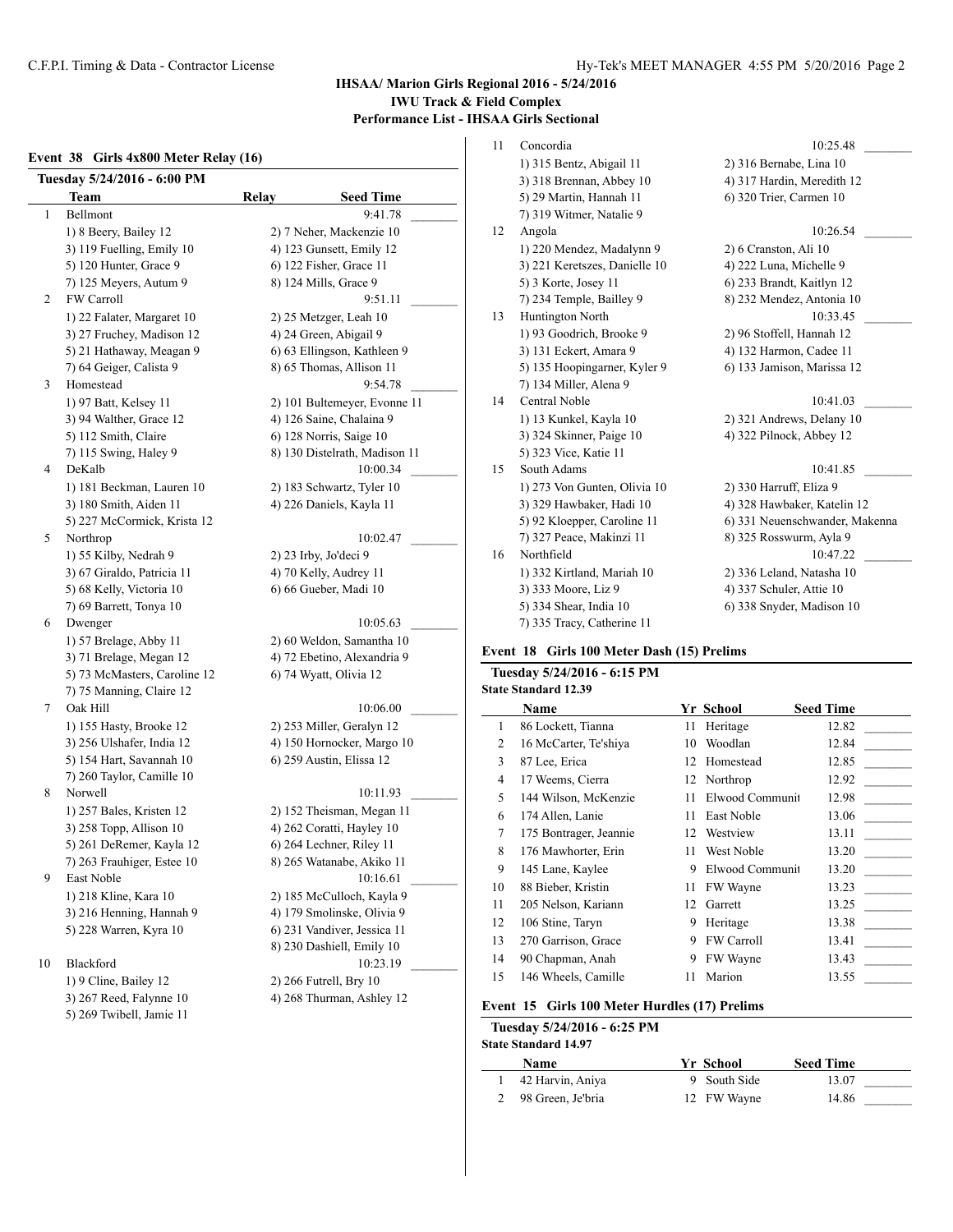## IHSAA/ Marion Girls Regional 2016 - 5/24/2016

### IWU Track & Field Complex

### Performance List - IHSAA Girls Sectional

### Event 38 Girls 4x800 Meter Relay (16)

**Tuesday 5/24/2016 - 6:00 PM**

| | Team | Relay | Seed Time |
|---|---|---|---|
| 1 | Bellmont | | 9:41.78 |
| | 1) 8 Beery, Bailey 12 | 2) 7 Neher, Mackenzie 10 | |
| | 3) 119 Fuelling, Emily 10 | 4) 123 Gunsett, Emily 12 | |
| | 5) 120 Hunter, Grace 9 | 6) 122 Fisher, Grace 11 | |
| | 7) 125 Meyers, Autum 9 | 8) 124 Mills, Grace 9 | |
| 2 | FW Carroll | | 9:51.11 |
| | 1) 22 Falater, Margaret 10 | 2) 25 Metzger, Leah 10 | |
| | 3) 27 Fruchey, Madison 12 | 4) 24 Green, Abigail 9 | |
| | 5) 21 Hathaway, Meagan 9 | 6) 63 Ellingson, Kathleen 9 | |
| | 7) 64 Geiger, Calista 9 | 8) 65 Thomas, Allison 11 | |
| 3 | Homestead | | 9:54.78 |
| | 1) 97 Batt, Kelsey 11 | 2) 101 Bultemeyer, Evonne 11 | |
| | 3) 94 Walther, Grace 12 | 4) 126 Saine, Chalaina 9 | |
| | 5) 112 Smith, Claire | 6) 128 Norris, Saige 10 | |
| | 7) 115 Swing, Haley 9 | 8) 130 Distelrath, Madison 11 | |
| 4 | DeKalb | | 10:00.34 |
| | 1) 181 Beckman, Lauren 10 | 2) 183 Schwartz, Tyler 10 | |
| | 3) 180 Smith, Aiden 11 | 4) 226 Daniels, Kayla 11 | |
| | 5) 227 McCormick, Krista 12 | | |
| 5 | Northrop | | 10:02.47 |
| | 1) 55 Kilby, Nedrah 9 | 2) 23 Irby, Jo'deci 9 | |
| | 3) 67 Giraldo, Patricia 11 | 4) 70 Kelly, Audrey 11 | |
| | 5) 68 Kelly, Victoria 10 | 6) 66 Gueber, Madi 10 | |
| | 7) 69 Barrett, Tonya 10 | | |
| 6 | Dwenger | | 10:05.63 |
| | 1) 57 Brelage, Abby 11 | 2) 60 Weldon, Samantha 10 | |
| | 3) 71 Brelage, Megan 12 | 4) 72 Ebetino, Alexandria 9 | |
| | 5) 73 McMasters, Caroline 12 | 6) 74 Wyatt, Olivia 12 | |
| | 7) 75 Manning, Claire 12 | | |
| 7 | Oak Hill | | 10:06.00 |
| | 1) 155 Hasty, Brooke 12 | 2) 253 Miller, Geralyn 12 | |
| | 3) 256 Ulshafer, India 12 | 4) 150 Hornocker, Margo 10 | |
| | 5) 154 Hart, Savannah 10 | 6) 259 Austin, Elissa 12 | |
| | 7) 260 Taylor, Camille 10 | | |
| 8 | Norwell | | 10:11.93 |
| | 1) 257 Bales, Kristen 12 | 2) 152 Theisman, Megan 11 | |
| | 3) 258 Topp, Allison 10 | 4) 262 Coratti, Hayley 10 | |
| | 5) 261 DeRemer, Kayla 12 | 6) 264 Lechner, Riley 11 | |
| | 7) 263 Frauhiger, Estee 10 | 8) 265 Watanabe, Akiko 11 | |
| 9 | East Noble | | 10:16.61 |
| | 1) 218 Kline, Kara 10 | 2) 185 McCulloch, Kayla 9 | |
| | 3) 216 Henning, Hannah 9 | 4) 179 Smolinske, Olivia 9 | |
| | 5) 228 Warren, Kyra 10 | 6) 231 Vandiver, Jessica 11 | |
| | | 8) 230 Dashiell, Emily 10 | |
| 10 | Blackford | | 10:23.19 |
| | 1) 9 Cline, Bailey 12 | 2) 266 Futrell, Bry 10 | |
| | 3) 267 Reed, Falynne 10 | 4) 268 Thurman, Ashley 12 | |
| | 5) 269 Twibell, Jamie 11 | | |
| 11 | Concordia | | 10:25.48 |
| | 1) 315 Bentz, Abigail 11 | 2) 316 Bernabe, Lina 10 | |
| | 3) 318 Brennan, Abbey 10 | 4) 317 Hardin, Meredith 12 | |
| | 5) 29 Martin, Hannah 11 | 6) 320 Trier, Carmen 10 | |
| | 7) 319 Witmer, Natalie 9 | | |
| 12 | Angola | | 10:26.54 |
| | 1) 220 Mendez, Madalynn 9 | 2) 6 Cranston, Ali 10 | |
| | 3) 221 Keretszes, Danielle 10 | 4) 222 Luna, Michelle 9 | |
| | 5) 3 Korte, Josey 11 | 6) 233 Brandt, Kaitlyn 12 | |
| | 7) 234 Temple, Bailley 9 | 8) 232 Mendez, Antonia 10 | |
| 13 | Huntington North | | 10:33.45 |
| | 1) 93 Goodrich, Brooke 9 | 2) 96 Stoffell, Hannah 12 | |
| | 3) 131 Eckert, Amara 9 | 4) 132 Harmon, Cadee 11 | |
| | 5) 135 Hoopingarner, Kyler 9 | 6) 133 Jamison, Marissa 12 | |
| | 7) 134 Miller, Alena 9 | | |
| 14 | Central Noble | | 10:41.03 |
| | 1) 13 Kunkel, Kayla 10 | 2) 321 Andrews, Delany 10 | |
| | 3) 324 Skinner, Paige 10 | 4) 322 Pilnock, Abbey 12 | |
| | 5) 323 Vice, Katie 11 | | |
| 15 | South Adams | | 10:41.85 |
| | 1) 273 Von Gunten, Olivia 10 | 2) 330 Harruff, Eliza 9 | |
| | 3) 329 Hawbaker, Hadi 10 | 4) 328 Hawbaker, Katelin 12 | |
| | 5) 92 Kloepper, Caroline 11 | 6) 331 Neuenschwander, Makenna | |
| | 7) 327 Peace, Makinzi 11 | 8) 325 Rosswurm, Ayla 9 | |
| 16 | Northfield | | 10:47.22 |
| | 1) 332 Kirtland, Mariah 10 | 2) 336 Leland, Natasha 10 | |
| | 3) 333 Moore, Liz 9 | 4) 337 Schuler, Attie 10 | |
| | 5) 334 Shear, India 10 | 6) 338 Snyder, Madison 10 | |
| | 7) 335 Tracy, Catherine 11 | | |

### Event 18 Girls 100 Meter Dash (15) Prelims

**Tuesday 5/24/2016 - 6:15 PM**

**State Standard 12.39**

| | Name | Yr | School | Seed Time |
|---|---|---|---|---|
| 1 | 86 Lockett, Tianna | 11 | Heritage | 12.82 |
| 2 | 16 McCarter, Te'shiya | 10 | Woodlan | 12.84 |
| 3 | 87 Lee, Erica | 12 | Homestead | 12.85 |
| 4 | 17 Weems, Cierra | 12 | Northrop | 12.92 |
| 5 | 144 Wilson, McKenzie | 11 | Elwood Communit | 12.98 |
| 6 | 174 Allen, Lanie | 11 | East Noble | 13.06 |
| 7 | 175 Bontrager, Jeannie | 12 | Westview | 13.11 |
| 8 | 176 Mawhorter, Erin | 11 | West Noble | 13.20 |
| 9 | 145 Lane, Kaylee | 9 | Elwood Communit | 13.20 |
| 10 | 88 Bieber, Kristin | 11 | FW Wayne | 13.23 |
| 11 | 205 Nelson, Kariann | 12 | Garrett | 13.25 |
| 12 | 106 Stine, Taryn | 9 | Heritage | 13.38 |
| 13 | 270 Garrison, Grace | 9 | FW Carroll | 13.41 |
| 14 | 90 Chapman, Anah | 9 | FW Wayne | 13.43 |
| 15 | 146 Wheels, Camille | 11 | Marion | 13.55 |

### Event 15 Girls 100 Meter Hurdles (17) Prelims

**Tuesday 5/24/2016 - 6:25 PM**

**State Standard 14.97**

| | Name | Yr | School | Seed Time |
|---|---|---|---|---|
| 1 | 42 Harvin, Aniya | 9 | South Side | 13.07 |
| 2 | 98 Green, Je'bria | 12 | FW Wayne | 14.86 |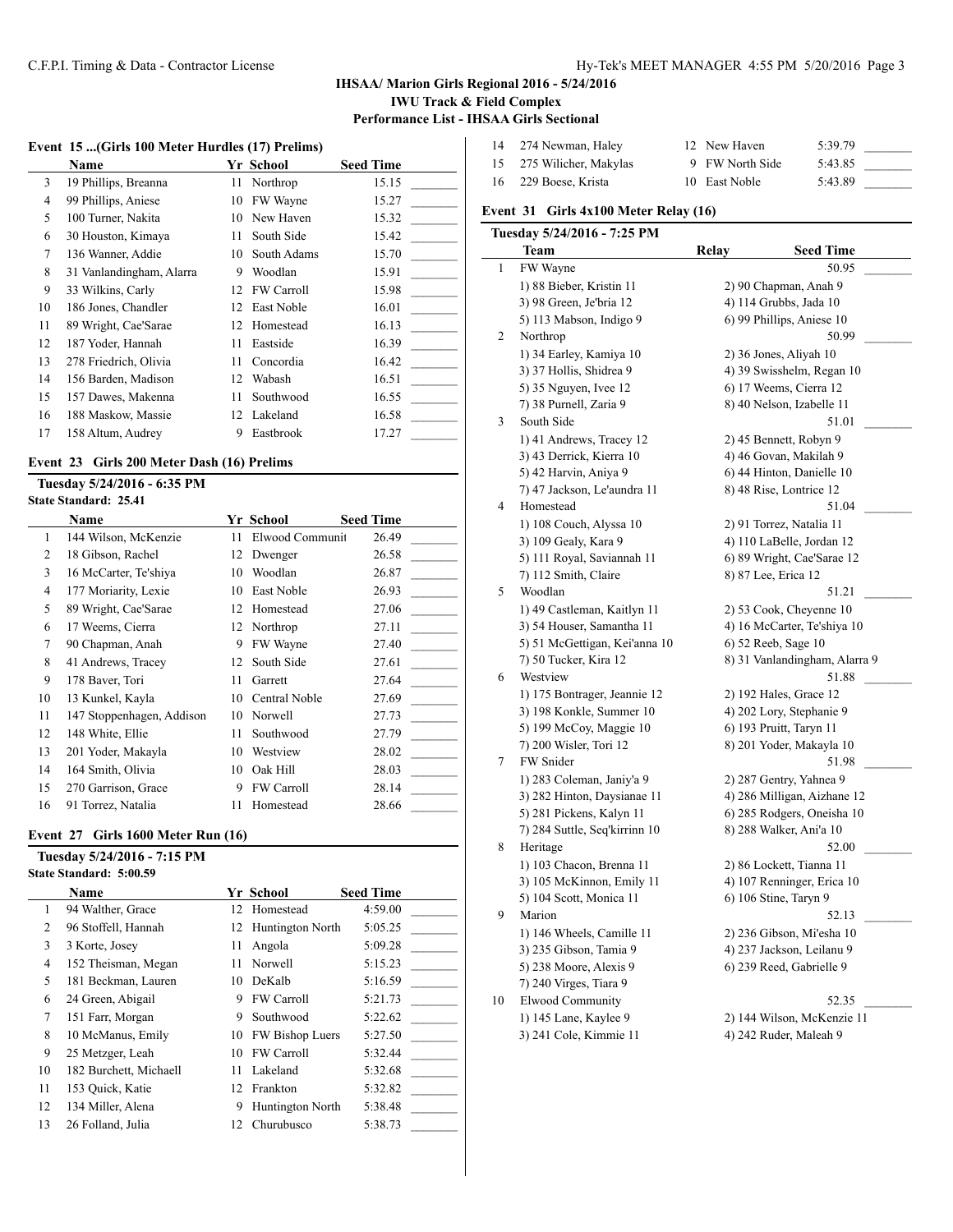IHSAA/ Marion Girls Regional 2016 - 5/24/2016

IWU Track & Field Complex

Performance List - IHSAA Girls Sectional

### Event 15 ...(Girls 100 Meter Hurdles (17) Prelims)

| | Name | Yr | School | Seed Time | |
|---|---|---|---|---|---|
| 3 | 19 Phillips, Breanna | 11 | Northrop | 15.15 | _______ |
| 4 | 99 Phillips, Aniese | 10 | FW Wayne | 15.27 | _______ |
| 5 | 100 Turner, Nakita | 10 | New Haven | 15.32 | _______ |
| 6 | 30 Houston, Kimaya | 11 | South Side | 15.42 | _______ |
| 7 | 136 Wanner, Addie | 10 | South Adams | 15.70 | _______ |
| 8 | 31 Vanlandingham, Alarra | 9 | Woodlan | 15.91 | _______ |
| 9 | 33 Wilkins, Carly | 12 | FW Carroll | 15.98 | _______ |
| 10 | 186 Jones, Chandler | 12 | East Noble | 16.01 | _______ |
| 11 | 89 Wright, Cae'Sarae | 12 | Homestead | 16.13 | _______ |
| 12 | 187 Yoder, Hannah | 11 | Eastside | 16.39 | _______ |
| 13 | 278 Friedrich, Olivia | 11 | Concordia | 16.42 | _______ |
| 14 | 156 Barden, Madison | 12 | Wabash | 16.51 | _______ |
| 15 | 157 Dawes, Makenna | 11 | Southwood | 16.55 | _______ |
| 16 | 188 Maskow, Massie | 12 | Lakeland | 16.58 | _______ |
| 17 | 158 Altum, Audrey | 9 | Eastbrook | 17.27 | _______ |

### Event 23 Girls 200 Meter Dash (16) Prelims

**Tuesday 5/24/2016 - 6:35 PM**

**State Standard: 25.41**

| | Name | Yr | School | Seed Time | |
|---|---|---|---|---|---|
| 1 | 144 Wilson, McKenzie | 11 | Elwood Communit | 26.49 | _______ |
| 2 | 18 Gibson, Rachel | 12 | Dwenger | 26.58 | _______ |
| 3 | 16 McCarter, Te'shiya | 10 | Woodlan | 26.87 | _______ |
| 4 | 177 Moriarity, Lexie | 10 | East Noble | 26.93 | _______ |
| 5 | 89 Wright, Cae'Sarae | 12 | Homestead | 27.06 | _______ |
| 6 | 17 Weems, Cierra | 12 | Northrop | 27.11 | _______ |
| 7 | 90 Chapman, Anah | 9 | FW Wayne | 27.40 | _______ |
| 8 | 41 Andrews, Tracey | 12 | South Side | 27.61 | _______ |
| 9 | 178 Baver, Tori | 11 | Garrett | 27.64 | _______ |
| 10 | 13 Kunkel, Kayla | 10 | Central Noble | 27.69 | _______ |
| 11 | 147 Stoppenhagen, Addison | 10 | Norwell | 27.73 | _______ |
| 12 | 148 White, Ellie | 11 | Southwood | 27.79 | _______ |
| 13 | 201 Yoder, Makayla | 10 | Westview | 28.02 | _______ |
| 14 | 164 Smith, Olivia | 10 | Oak Hill | 28.03 | _______ |
| 15 | 270 Garrison, Grace | 9 | FW Carroll | 28.14 | _______ |
| 16 | 91 Torrez, Natalia | 11 | Homestead | 28.66 | _______ |

### Event 27 Girls 1600 Meter Run (16)

**Tuesday 5/24/2016 - 7:15 PM**

**State Standard: 5:00.59**

| | Name | Yr | School | Seed Time | |
|---|---|---|---|---|---|
| 1 | 94 Walther, Grace | 12 | Homestead | 4:59.00 | _______ |
| 2 | 96 Stoffell, Hannah | 12 | Huntington North | 5:05.25 | _______ |
| 3 | 3 Korte, Josey | 11 | Angola | 5:09.28 | _______ |
| 4 | 152 Theisman, Megan | 11 | Norwell | 5:15.23 | _______ |
| 5 | 181 Beckman, Lauren | 10 | DeKalb | 5:16.59 | _______ |
| 6 | 24 Green, Abigail | 9 | FW Carroll | 5:21.73 | _______ |
| 7 | 151 Farr, Morgan | 9 | Southwood | 5:22.62 | _______ |
| 8 | 10 McManus, Emily | 10 | FW Bishop Luers | 5:27.50 | _______ |
| 9 | 25 Metzger, Leah | 10 | FW Carroll | 5:32.44 | _______ |
| 10 | 182 Burchett, Michaell | 11 | Lakeland | 5:32.68 | _______ |
| 11 | 153 Quick, Katie | 12 | Frankton | 5:32.82 | _______ |
| 12 | 134 Miller, Alena | 9 | Huntington North | 5:38.48 | _______ |
| 13 | 26 Folland, Julia | 12 | Churubusco | 5:38.73 | _______ |
| 14 | 274 Newman, Haley | 12 | New Haven | 5:39.79 | _______ |
| 15 | 275 Wilicher, Makylas | 9 | FW North Side | 5:43.85 | _______ |
| 16 | 229 Boese, Krista | 10 | East Noble | 5:43.89 | _______ |

### Event 31 Girls 4x100 Meter Relay (16)

**Tuesday 5/24/2016 - 7:25 PM**

| | Team | Relay | Seed Time | |
|---|---|---|---|---|
| 1 | FW Wayne | | 50.95 | _______ |
| | 1) 88 Bieber, Kristin 11 | 2) 90 Chapman, Anah 9 | | |
| | 3) 98 Green, Je'bria 12 | 4) 114 Grubbs, Jada 10 | | |
| | 5) 113 Mabson, Indigo 9 | 6) 99 Phillips, Aniese 10 | | |
| 2 | Northrop | | 50.99 | _______ |
| | 1) 34 Earley, Kamiya 10 | 2) 36 Jones, Aliyah 10 | | |
| | 3) 37 Hollis, Shidrea 9 | 4) 39 Swisshelm, Regan 10 | | |
| | 5) 35 Nguyen, Ivee 12 | 6) 17 Weems, Cierra 12 | | |
| | 7) 38 Purnell, Zaria 9 | 8) 40 Nelson, Izabelle 11 | | |
| 3 | South Side | | 51.01 | _______ |
| | 1) 41 Andrews, Tracey 12 | 2) 45 Bennett, Robyn 9 | | |
| | 3) 43 Derrick, Kierra 10 | 4) 46 Govan, Makilah 9 | | |
| | 5) 42 Harvin, Aniya 9 | 6) 44 Hinton, Danielle 10 | | |
| | 7) 47 Jackson, Le'aundra 11 | 8) 48 Rise, Lontrice 12 | | |
| 4 | Homestead | | 51.04 | _______ |
| | 1) 108 Couch, Alyssa 10 | 2) 91 Torrez, Natalia 11 | | |
| | 3) 109 Gealy, Kara 9 | 4) 110 LaBelle, Jordan 12 | | |
| | 5) 111 Royal, Saviannah 11 | 6) 89 Wright, Cae'Sarae 12 | | |
| | 7) 112 Smith, Claire | 8) 87 Lee, Erica 12 | | |
| 5 | Woodlan | | 51.21 | _______ |
| | 1) 49 Castleman, Kaitlyn 11 | 2) 53 Cook, Cheyenne 10 | | |
| | 3) 54 Houser, Samantha 11 | 4) 16 McCarter, Te'shiya 10 | | |
| | 5) 51 McGettigan, Kei'anna 10 | 6) 52 Reeb, Sage 10 | | |
| | 7) 50 Tucker, Kira 12 | 8) 31 Vanlandingham, Alarra 9 | | |
| 6 | Westview | | 51.88 | _______ |
| | 1) 175 Bontrager, Jeannie 12 | 2) 192 Hales, Grace 12 | | |
| | 3) 198 Konkle, Summer 10 | 4) 202 Lory, Stephanie 9 | | |
| | 5) 199 McCoy, Maggie 10 | 6) 193 Pruitt, Taryn 11 | | |
| | 7) 200 Wisler, Tori 12 | 8) 201 Yoder, Makayla 10 | | |
| 7 | FW Snider | | 51.98 | _______ |
| | 1) 283 Coleman, Janiy'a 9 | 2) 287 Gentry, Yahnea 9 | | |
| | 3) 282 Hinton, Daysianae 11 | 4) 286 Milligan, Aizhane 12 | | |
| | 5) 281 Pickens, Kalyn 11 | 6) 285 Rodgers, Oneisha 10 | | |
| | 7) 284 Suttle, Seq'kirrinn 10 | 8) 288 Walker, Ani'a 10 | | |
| 8 | Heritage | | 52.00 | _______ |
| | 1) 103 Chacon, Brenna 11 | 2) 86 Lockett, Tianna 11 | | |
| | 3) 105 McKinnon, Emily 11 | 4) 107 Renninger, Erica 10 | | |
| | 5) 104 Scott, Monica 11 | 6) 106 Stine, Taryn 9 | | |
| 9 | Marion | | 52.13 | _______ |
| | 1) 146 Wheels, Camille 11 | 2) 236 Gibson, Mi'esha 10 | | |
| | 3) 235 Gibson, Tamia 9 | 4) 237 Jackson, Leilanu 9 | | |
| | 5) 238 Moore, Alexis 9 | 6) 239 Reed, Gabrielle 9 | | |
| | 7) 240 Virges, Tiara 9 | | | |
| 10 | Elwood Community | | 52.35 | _______ |
| | 1) 145 Lane, Kaylee 9 | 2) 144 Wilson, McKenzie 11 | | |
| | 3) 241 Cole, Kimmie 11 | 4) 242 Ruder, Maleah 9 | | |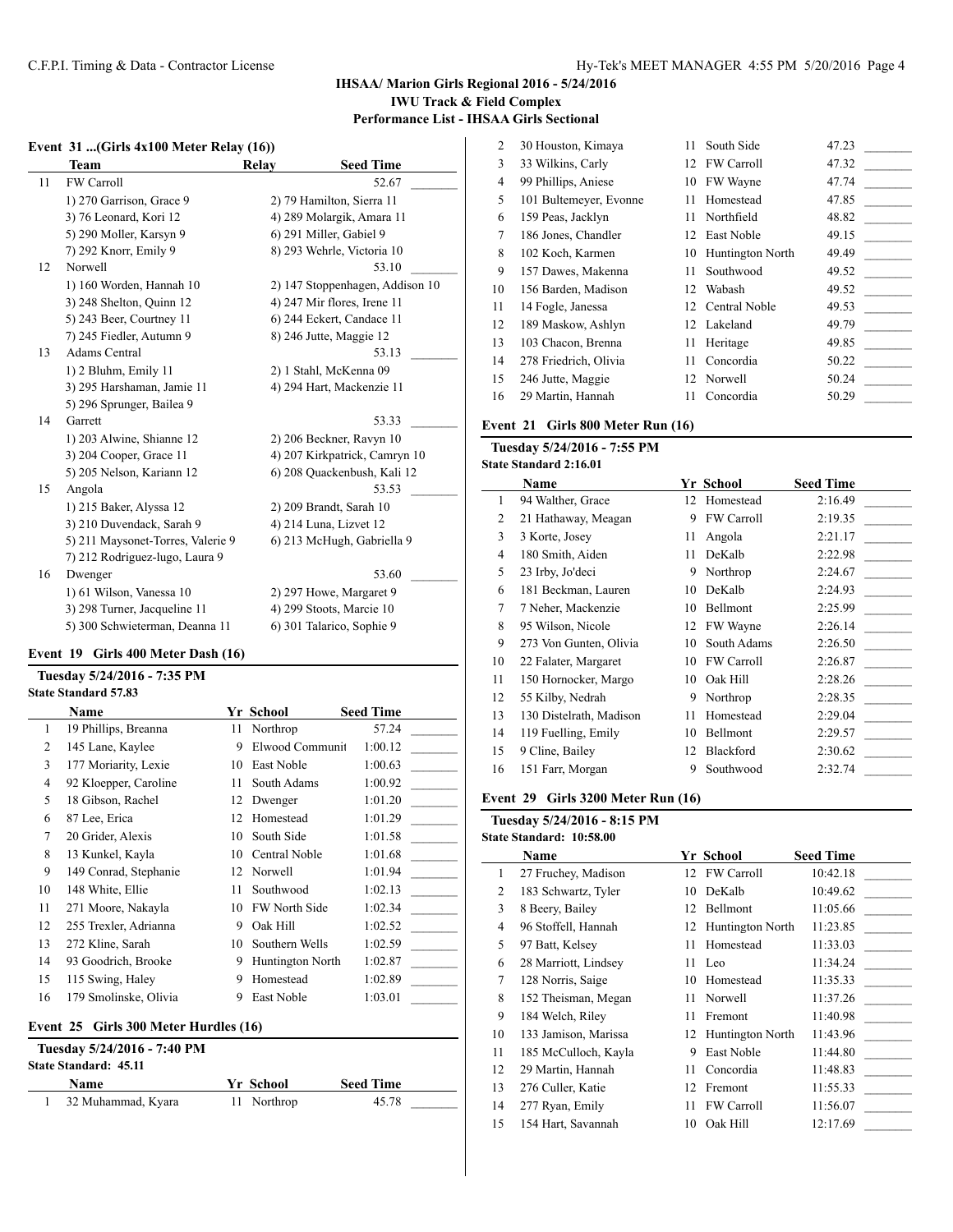# IHSAA/ Marion Girls Regional 2016 - 5/24/2016

**IWU Track & Field Complex**

**Performance List - IHSAA Girls Sectional**

### Event 31 ...(Girls 4x100 Meter Relay (16))

| | Team | Relay | Seed Time |
|---|---|---|---|
| 11 | FW Carroll | | 52.67 |
| | 1) 270 Garrison, Grace 9 | 2) 79 Hamilton, Sierra 11 | |
| | 3) 76 Leonard, Kori 12 | 4) 289 Molargik, Amara 11 | |
| | 5) 290 Moller, Karsyn 9 | 6) 291 Miller, Gabiel 9 | |
| | 7) 292 Knorr, Emily 9 | 8) 293 Wehrle, Victoria 10 | |
| 12 | Norwell | | 53.10 |
| | 1) 160 Worden, Hannah 10 | 2) 147 Stoppenhagen, Addison 10 | |
| | 3) 248 Shelton, Quinn 12 | 4) 247 Mir flores, Irene 11 | |
| | 5) 243 Beer, Courtney 11 | 6) 244 Eckert, Candace 11 | |
| | 7) 245 Fiedler, Autumn 9 | 8) 246 Jutte, Maggie 12 | |
| 13 | Adams Central | | 53.13 |
| | 1) 2 Bluhm, Emily 11 | 2) 1 Stahl, McKenna 09 | |
| | 3) 295 Harshaman, Jamie 11 | 4) 294 Hart, Mackenzie 11 | |
| | 5) 296 Sprunger, Bailea 9 | | |
| 14 | Garrett | | 53.33 |
| | 1) 203 Alwine, Shianne 12 | 2) 206 Beckner, Ravyn 10 | |
| | 3) 204 Cooper, Grace 11 | 4) 207 Kirkpatrick, Camryn 10 | |
| | 5) 205 Nelson, Kariann 12 | 6) 208 Quackenbush, Kali 12 | |
| 15 | Angola | | 53.53 |
| | 1) 215 Baker, Alyssa 12 | 2) 209 Brandt, Sarah 10 | |
| | 3) 210 Duvendack, Sarah 9 | 4) 214 Luna, Lizvet 12 | |
| | 5) 211 Maysonet-Torres, Valerie 9 | 6) 213 McHugh, Gabriella 9 | |
| | 7) 212 Rodriguez-lugo, Laura 9 | | |
| 16 | Dwenger | | 53.60 |
| | 1) 61 Wilson, Vanessa 10 | 2) 297 Howe, Margaret 9 | |
| | 3) 298 Turner, Jacqueline 11 | 4) 299 Stoots, Marcie 10 | |
| | 5) 300 Schwieterman, Deanna 11 | 6) 301 Talarico, Sophie 9 | |

### Event 19 Girls 400 Meter Dash (16)

**Tuesday 5/24/2016 - 7:35 PM**

**State Standard 57.83**

| | Name | Yr | School | Seed Time |
|---|---|---|---|---|
| 1 | 19 Phillips, Breanna | 11 | Northrop | 57.24 |
| 2 | 145 Lane, Kaylee | 9 | Elwood Communit | 1:00.12 |
| 3 | 177 Moriarity, Lexie | 10 | East Noble | 1:00.63 |
| 4 | 92 Kloepper, Caroline | 11 | South Adams | 1:00.92 |
| 5 | 18 Gibson, Rachel | 12 | Dwenger | 1:01.20 |
| 6 | 87 Lee, Erica | 12 | Homestead | 1:01.29 |
| 7 | 20 Grider, Alexis | 10 | South Side | 1:01.58 |
| 8 | 13 Kunkel, Kayla | 10 | Central Noble | 1:01.68 |
| 9 | 149 Conrad, Stephanie | 12 | Norwell | 1:01.94 |
| 10 | 148 White, Ellie | 11 | Southwood | 1:02.13 |
| 11 | 271 Moore, Nakayla | 10 | FW North Side | 1:02.34 |
| 12 | 255 Trexler, Adrianna | 9 | Oak Hill | 1:02.52 |
| 13 | 272 Kline, Sarah | 10 | Southern Wells | 1:02.59 |
| 14 | 93 Goodrich, Brooke | 9 | Huntington North | 1:02.87 |
| 15 | 115 Swing, Haley | 9 | Homestead | 1:02.89 |
| 16 | 179 Smolinske, Olivia | 9 | East Noble | 1:03.01 |

### Event 25 Girls 300 Meter Hurdles (16)

**Tuesday 5/24/2016 - 7:40 PM**

**State Standard: 45.11**

| | Name | Yr | School | Seed Time |
|---|---|---|---|---|
| 1 | 32 Muhammad, Kyara | 11 | Northrop | 45.78 |
| 2 | 30 Houston, Kimaya | 11 | South Side | 47.23 |
| 3 | 33 Wilkins, Carly | 12 | FW Carroll | 47.32 |
| 4 | 99 Phillips, Aniese | 10 | FW Wayne | 47.74 |
| 5 | 101 Bultemeyer, Evonne | 11 | Homestead | 47.85 |
| 6 | 159 Peas, Jacklyn | 11 | Northfield | 48.82 |
| 7 | 186 Jones, Chandler | 12 | East Noble | 49.15 |
| 8 | 102 Koch, Karmen | 10 | Huntington North | 49.49 |
| 9 | 157 Dawes, Makenna | 11 | Southwood | 49.52 |
| 10 | 156 Barden, Madison | 12 | Wabash | 49.52 |
| 11 | 14 Fogle, Janessa | 12 | Central Noble | 49.53 |
| 12 | 189 Maskow, Ashlyn | 12 | Lakeland | 49.79 |
| 13 | 103 Chacon, Brenna | 11 | Heritage | 49.85 |
| 14 | 278 Friedrich, Olivia | 11 | Concordia | 50.22 |
| 15 | 246 Jutte, Maggie | 12 | Norwell | 50.24 |
| 16 | 29 Martin, Hannah | 11 | Concordia | 50.29 |

### Event 21 Girls 800 Meter Run (16)

**Tuesday 5/24/2016 - 7:55 PM**

**State Standard 2:16.01**

| | Name | Yr | School | Seed Time |
|---|---|---|---|---|
| 1 | 94 Walther, Grace | 12 | Homestead | 2:16.49 |
| 2 | 21 Hathaway, Meagan | 9 | FW Carroll | 2:19.35 |
| 3 | 3 Korte, Josey | 11 | Angola | 2:21.17 |
| 4 | 180 Smith, Aiden | 11 | DeKalb | 2:22.98 |
| 5 | 23 Irby, Jo'deci | 9 | Northrop | 2:24.67 |
| 6 | 181 Beckman, Lauren | 10 | DeKalb | 2:24.93 |
| 7 | 7 Neher, Mackenzie | 10 | Bellmont | 2:25.99 |
| 8 | 95 Wilson, Nicole | 12 | FW Wayne | 2:26.14 |
| 9 | 273 Von Gunten, Olivia | 10 | South Adams | 2:26.50 |
| 10 | 22 Falater, Margaret | 10 | FW Carroll | 2:26.87 |
| 11 | 150 Hornocker, Margo | 10 | Oak Hill | 2:28.26 |
| 12 | 55 Kilby, Nedrah | 9 | Northrop | 2:28.35 |
| 13 | 130 Distelrath, Madison | 11 | Homestead | 2:29.04 |
| 14 | 119 Fuelling, Emily | 10 | Bellmont | 2:29.57 |
| 15 | 9 Cline, Bailey | 12 | Blackford | 2:30.62 |
| 16 | 151 Farr, Morgan | 9 | Southwood | 2:32.74 |

### Event 29 Girls 3200 Meter Run (16)

**Tuesday 5/24/2016 - 8:15 PM**

**State Standard: 10:58.00**

| | Name | Yr | School | Seed Time |
|---|---|---|---|---|
| 1 | 27 Fruchey, Madison | 12 | FW Carroll | 10:42.18 |
| 2 | 183 Schwartz, Tyler | 10 | DeKalb | 10:49.62 |
| 3 | 8 Beery, Bailey | 12 | Bellmont | 11:05.66 |
| 4 | 96 Stoffell, Hannah | 12 | Huntington North | 11:23.85 |
| 5 | 97 Batt, Kelsey | 11 | Homestead | 11:33.03 |
| 6 | 28 Marriott, Lindsey | 11 | Leo | 11:34.24 |
| 7 | 128 Norris, Saige | 10 | Homestead | 11:35.33 |
| 8 | 152 Theisman, Megan | 11 | Norwell | 11:37.26 |
| 9 | 184 Welch, Riley | 11 | Fremont | 11:40.98 |
| 10 | 133 Jamison, Marissa | 12 | Huntington North | 11:43.96 |
| 11 | 185 McCulloch, Kayla | 9 | East Noble | 11:44.80 |
| 12 | 29 Martin, Hannah | 11 | Concordia | 11:48.83 |
| 13 | 276 Culler, Katie | 12 | Fremont | 11:55.33 |
| 14 | 277 Ryan, Emily | 11 | FW Carroll | 11:56.07 |
| 15 | 154 Hart, Savannah | 10 | Oak Hill | 12:17.69 |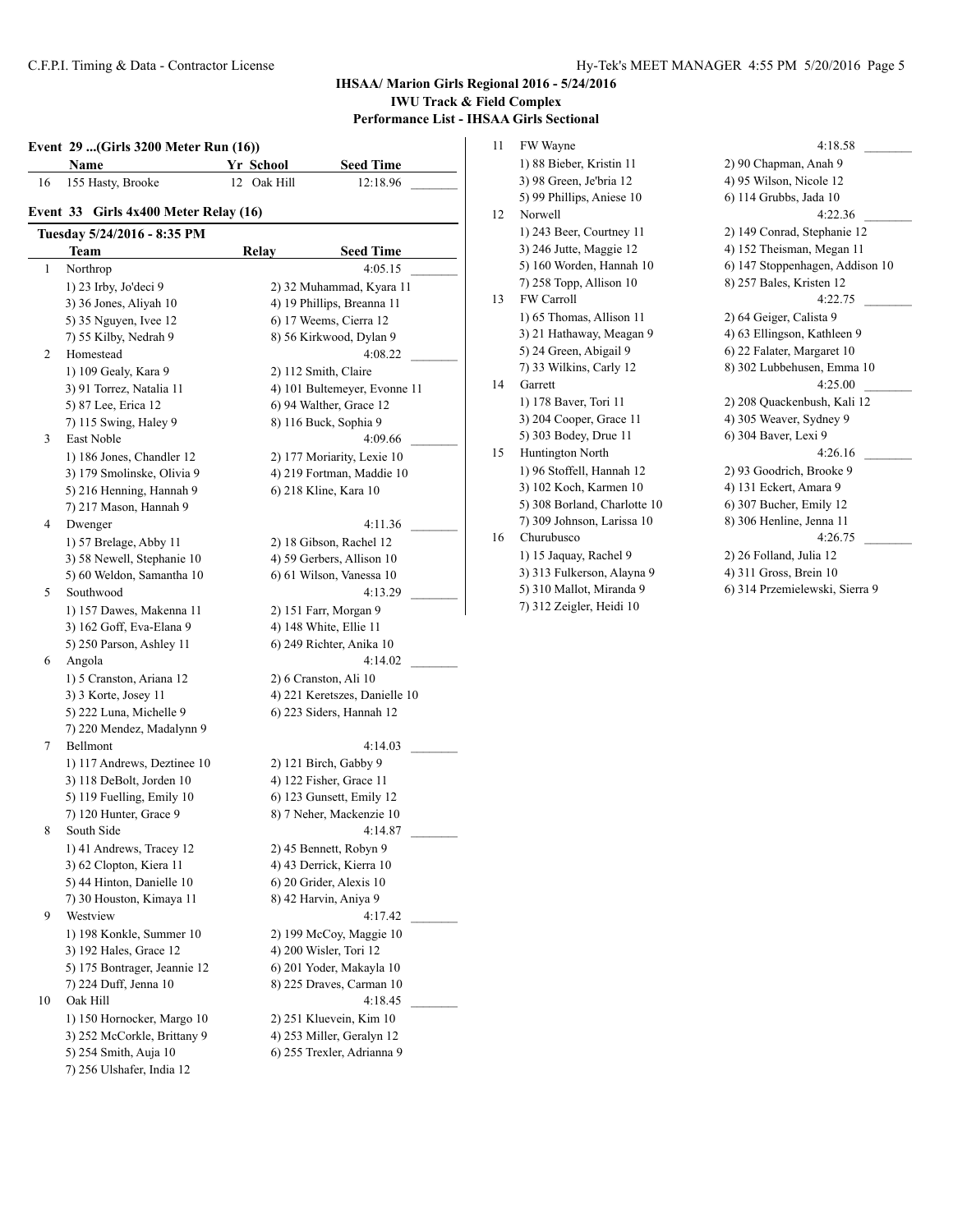**IHSAA/ Marion Girls Regional 2016 - 5/24/2016**
**IWU Track & Field Complex**
**Performance List - IHSAA Girls Sectional**

### Event 29 ...(Girls 3200 Meter Run (16))

| | Name | Yr | School | Seed Time |
|---|---|---|---|---|
| 16 | 155 Hasty, Brooke | 12 | Oak Hill | 12:18.96 |

### Event 33 Girls 4x400 Meter Relay (16)

**Tuesday 5/24/2016 - 8:35 PM**

| | Team | Relay | Seed Time |
|---|---|---|---|
| 1 | Northrop | | 4:05.15 |
| | 1) 23 Irby, Jo'deci 9 | 2) 32 Muhammad, Kyara 11 | |
| | 3) 36 Jones, Aliyah 10 | 4) 19 Phillips, Breanna 11 | |
| | 5) 35 Nguyen, Ivee 12 | 6) 17 Weems, Cierra 12 | |
| | 7) 55 Kilby, Nedrah 9 | 8) 56 Kirkwood, Dylan 9 | |
| 2 | Homestead | | 4:08.22 |
| | 1) 109 Gealy, Kara 9 | 2) 112 Smith, Claire | |
| | 3) 91 Torrez, Natalia 11 | 4) 101 Bultemeyer, Evonne 11 | |
| | 5) 87 Lee, Erica 12 | 6) 94 Walther, Grace 12 | |
| | 7) 115 Swing, Haley 9 | 8) 116 Buck, Sophia 9 | |
| 3 | East Noble | | 4:09.66 |
| | 1) 186 Jones, Chandler 12 | 2) 177 Moriarity, Lexie 10 | |
| | 3) 179 Smolinske, Olivia 9 | 4) 219 Fortman, Maddie 10 | |
| | 5) 216 Henning, Hannah 9 | 6) 218 Kline, Kara 10 | |
| | 7) 217 Mason, Hannah 9 | | |
| 4 | Dwenger | | 4:11.36 |
| | 1) 57 Brelage, Abby 11 | 2) 18 Gibson, Rachel 12 | |
| | 3) 58 Newell, Stephanie 10 | 4) 59 Gerbers, Allison 10 | |
| | 5) 60 Weldon, Samantha 10 | 6) 61 Wilson, Vanessa 10 | |
| 5 | Southwood | | 4:13.29 |
| | 1) 157 Dawes, Makenna 11 | 2) 151 Farr, Morgan 9 | |
| | 3) 162 Goff, Eva-Elana 9 | 4) 148 White, Ellie 11 | |
| | 5) 250 Parson, Ashley 11 | 6) 249 Richter, Anika 10 | |
| 6 | Angola | | 4:14.02 |
| | 1) 5 Cranston, Ariana 12 | 2) 6 Cranston, Ali 10 | |
| | 3) 3 Korte, Josey 11 | 4) 221 Keretszes, Danielle 10 | |
| | 5) 222 Luna, Michelle 9 | 6) 223 Siders, Hannah 12 | |
| | 7) 220 Mendez, Madalynn 9 | | |
| 7 | Bellmont | | 4:14.03 |
| | 1) 117 Andrews, Deztinee 10 | 2) 121 Birch, Gabby 9 | |
| | 3) 118 DeBolt, Jorden 10 | 4) 122 Fisher, Grace 11 | |
| | 5) 119 Fuelling, Emily 10 | 6) 123 Gunsett, Emily 12 | |
| | 7) 120 Hunter, Grace 9 | 8) 7 Neher, Mackenzie 10 | |
| 8 | South Side | | 4:14.87 |
| | 1) 41 Andrews, Tracey 12 | 2) 45 Bennett, Robyn 9 | |
| | 3) 62 Clopton, Kiera 11 | 4) 43 Derrick, Kierra 10 | |
| | 5) 44 Hinton, Danielle 10 | 6) 20 Grider, Alexis 10 | |
| | 7) 30 Houston, Kimaya 11 | 8) 42 Harvin, Aniya 9 | |
| 9 | Westview | | 4:17.42 |
| | 1) 198 Konkle, Summer 10 | 2) 199 McCoy, Maggie 10 | |
| | 3) 192 Hales, Grace 12 | 4) 200 Wisler, Tori 12 | |
| | 5) 175 Bontrager, Jeannie 12 | 6) 201 Yoder, Makayla 10 | |
| | 7) 224 Duff, Jenna 10 | 8) 225 Draves, Carman 10 | |
| 10 | Oak Hill | | 4:18.45 |
| | 1) 150 Hornocker, Margo 10 | 2) 251 Kluevein, Kim 10 | |
| | 3) 252 McCorkle, Brittany 9 | 4) 253 Miller, Geralyn 12 | |
| | 5) 254 Smith, Auja 10 | 6) 255 Trexler, Adrianna 9 | |
| | 7) 256 Ulshafer, India 12 | | |
| 11 | FW Wayne | | 4:18.58 |
| | 1) 88 Bieber, Kristin 11 | 2) 90 Chapman, Anah 9 | |
| | 3) 98 Green, Je'bria 12 | 4) 95 Wilson, Nicole 12 | |
| | 5) 99 Phillips, Aniese 10 | 6) 114 Grubbs, Jada 10 | |
| 12 | Norwell | | 4:22.36 |
| | 1) 243 Beer, Courtney 11 | 2) 149 Conrad, Stephanie 12 | |
| | 3) 246 Jutte, Maggie 12 | 4) 152 Theisman, Megan 11 | |
| | 5) 160 Worden, Hannah 10 | 6) 147 Stoppenhagen, Addison 10 | |
| | 7) 258 Topp, Allison 10 | 8) 257 Bales, Kristen 12 | |
| 13 | FW Carroll | | 4:22.75 |
| | 1) 65 Thomas, Allison 11 | 2) 64 Geiger, Calista 9 | |
| | 3) 21 Hathaway, Meagan 9 | 4) 63 Ellingson, Kathleen 9 | |
| | 5) 24 Green, Abigail 9 | 6) 22 Falater, Margaret 10 | |
| | 7) 33 Wilkins, Carly 12 | 8) 302 Lubbehusen, Emma 10 | |
| 14 | Garrett | | 4:25.00 |
| | 1) 178 Baver, Tori 11 | 2) 208 Quackenbush, Kali 12 | |
| | 3) 204 Cooper, Grace 11 | 4) 305 Weaver, Sydney 9 | |
| | 5) 303 Bodey, Drue 11 | 6) 304 Baver, Lexi 9 | |
| 15 | Huntington North | | 4:26.16 |
| | 1) 96 Stoffell, Hannah 12 | 2) 93 Goodrich, Brooke 9 | |
| | 3) 102 Koch, Karmen 10 | 4) 131 Eckert, Amara 9 | |
| | 5) 308 Borland, Charlotte 10 | 6) 307 Bucher, Emily 12 | |
| | 7) 309 Johnson, Larissa 10 | 8) 306 Henline, Jenna 11 | |
| 16 | Churubusco | | 4:26.75 |
| | 1) 15 Jaquay, Rachel 9 | 2) 26 Folland, Julia 12 | |
| | 3) 313 Fulkerson, Alayna 9 | 4) 311 Gross, Brein 10 | |
| | 5) 310 Mallot, Miranda 9 | 6) 314 Przemielewski, Sierra 9 | |
| | 7) 312 Zeigler, Heidi 10 | | |